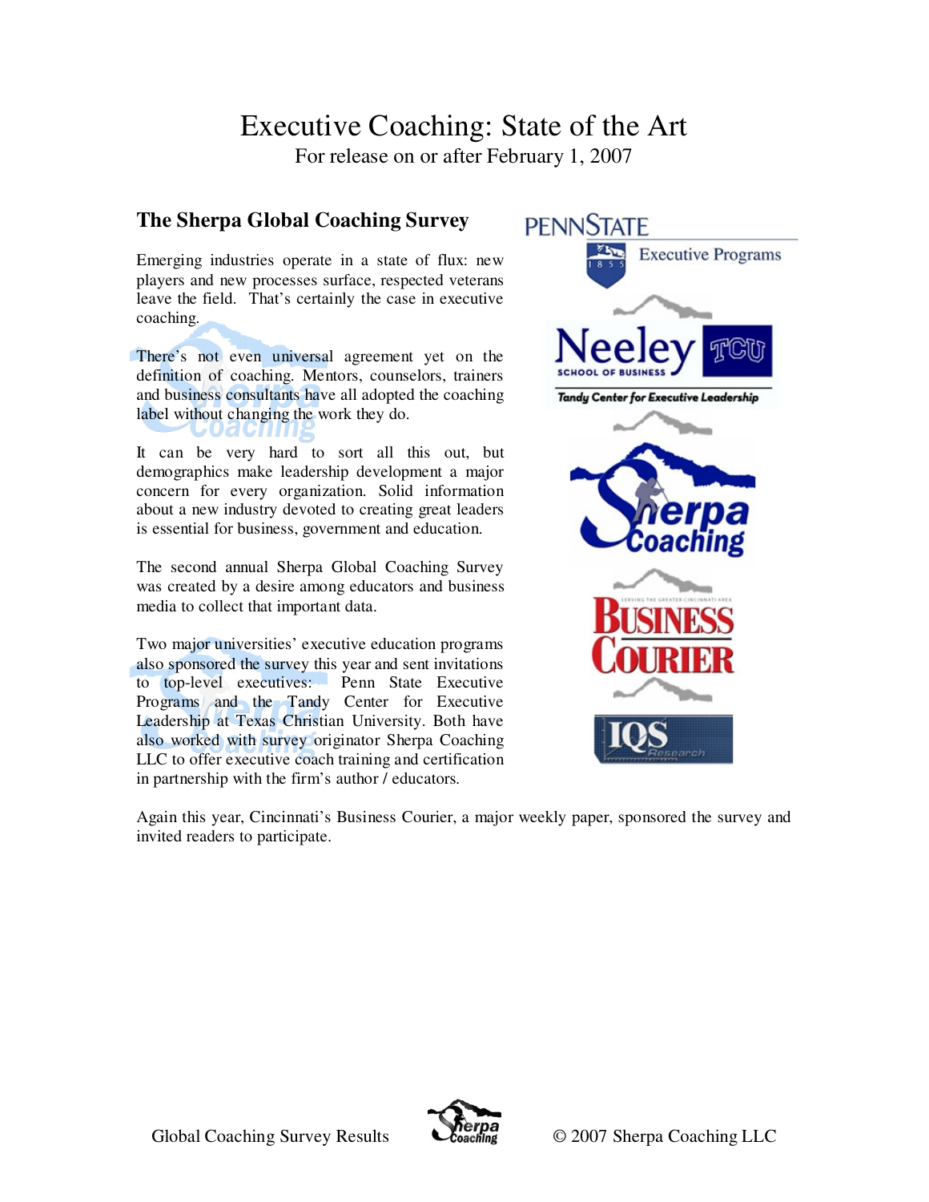# Executive Coaching: State of the Art

For release on or after February 1, 2007

## The Sherpa Global Coaching Survey

Emerging industries operate in a state of flux: new players and new processes surface, respected veterans leave the field. That's certainly the case in executive coaching.

There's not even universal agreement yet on the definition of coaching. Mentors, counselors, trainers and business consultants have all adopted the coaching label without changing the work they do.

It can be very hard to sort all this out, but demographics make leadership development a major concern for every organization. Solid information about a new industry devoted to creating great leaders is essential for business, government and education.

The second annual Sherpa Global Coaching Survey was created by a desire among educators and business media to collect that important data.

Two major universities' executive education programs also sponsored the survey this year and sent invitations to top-level executives: Penn State Executive Programs and the Tandy Center for Executive Leadership at Texas Christian University. Both have also worked with survey originator Sherpa Coaching LLC to offer executive coach training and certification in partnership with the firm's author / educators.

Again this year, Cincinnati's Business Courier, a major weekly paper, sponsored the survey and invited readers to participate.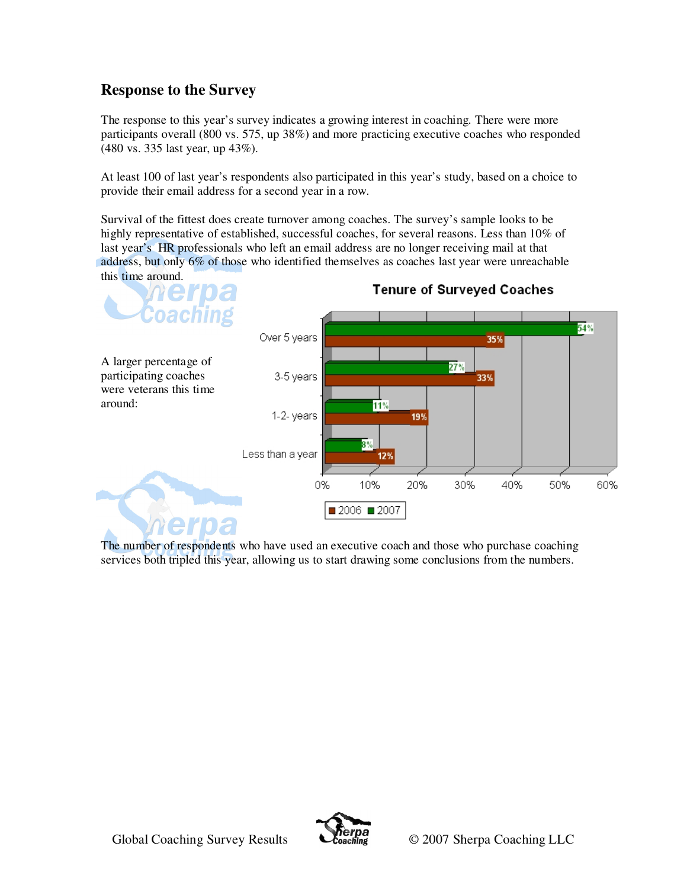## Response to the Survey

The response to this year's survey indicates a growing interest in coaching. There were more participants overall (800 vs. 575, up 38%) and more practicing executive coaches who responded (480 vs. 335 last year, up 43%).

At least 100 of last year's respondents also participated in this year's study, based on a choice to provide their email address for a second year in a row.

Survival of the fittest does create turnover among coaches. The survey's sample looks to be highly representative of established, successful coaches, for several reasons. Less than 10% of last year's HR professionals who left an email address are no longer receiving mail at that address, but only 6% of those who identified themselves as coaches last year were unreachable this time around.

A larger percentage of participating coaches were veterans this time around:

**Tenure of Surveyed Coaches**

| Tenure | 2006 | 2007 |
|---|---|---|
| Over 5 years | 35% | 54% |
| 3-5 years | 33% | 27% |
| 1-2- years | 19% | 11% |
| Less than a year | 12% | 8% |

The number of respondents who have used an executive coach and those who purchase coaching services both tripled this year, allowing us to start drawing some conclusions from the numbers.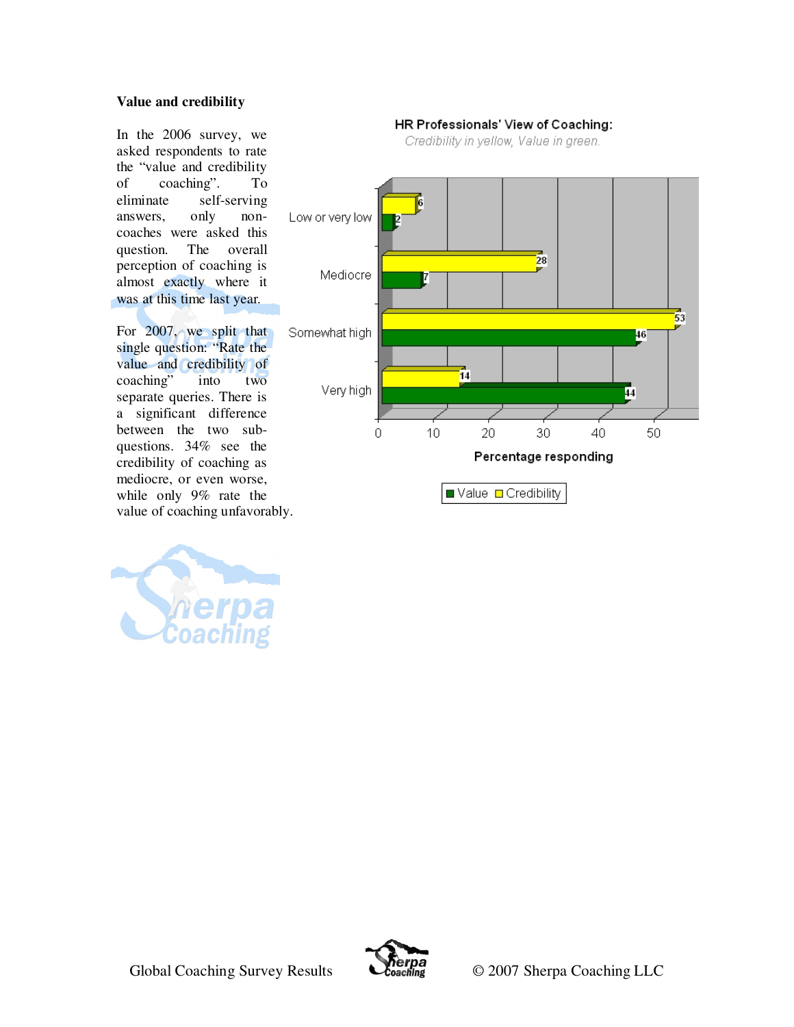**Value and credibility**

In the 2006 survey, we asked respondents to rate the "value and credibility of coaching". To eliminate self-serving answers, only non-coaches were asked this question. The overall perception of coaching is almost exactly where it was at this time last year.

For 2007, we split that single question: "Rate the value and credibility of coaching" into two separate queries. There is a significant difference between the two sub-questions. 34% see the credibility of coaching as mediocre, or even worse, while only 9% rate the value of coaching unfavorably.

**HR Professionals' View of Coaching:**
*Credibility in yellow, Value in green.*

| Percentage responding | Value | Credibility |
|---|---|---|
| Low or very low | 2 | 6 |
| Mediocre | 7 | 28 |
| Somewhat high | 46 | 53 |
| Very high | 44 | 14 |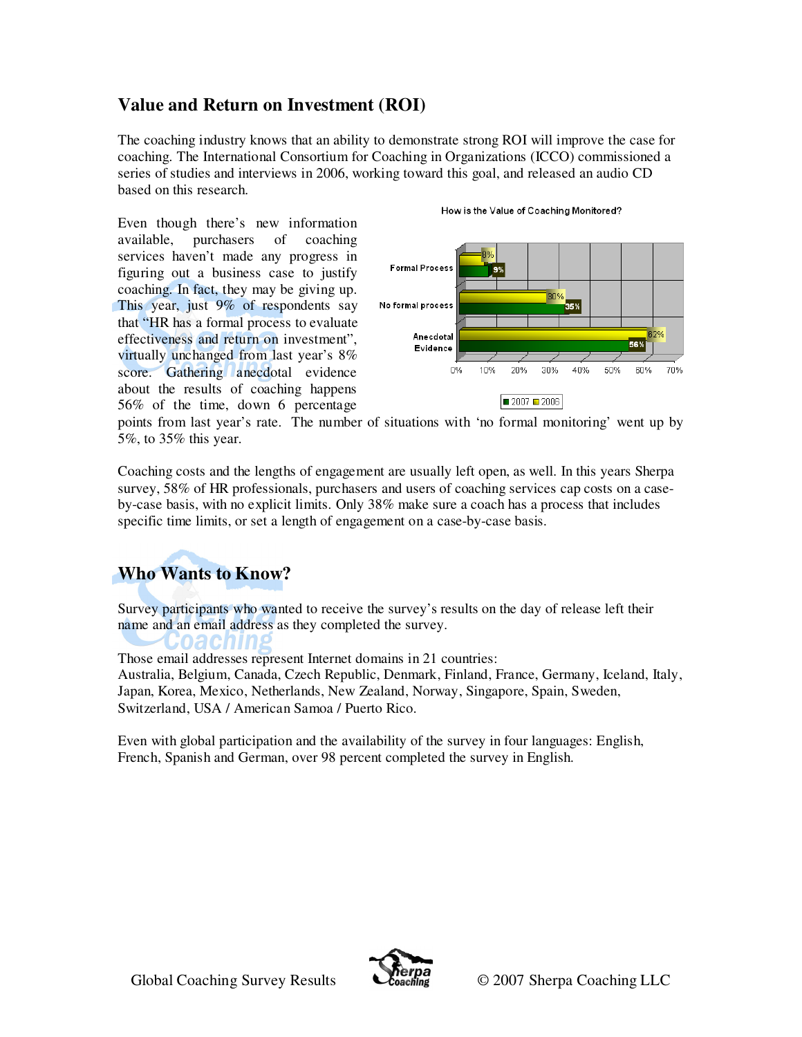## Value and Return on Investment (ROI)

The coaching industry knows that an ability to demonstrate strong ROI will improve the case for coaching. The International Consortium for Coaching in Organizations (ICCO) commissioned a series of studies and interviews in 2006, working toward this goal, and released an audio CD based on this research.

Even though there's new information available, purchasers of coaching services haven't made any progress in figuring out a business case to justify coaching. In fact, they may be giving up. This year, just 9% of respondents say that "HR has a formal process to evaluate effectiveness and return on investment", virtually unchanged from last year's 8% score. Gathering anecdotal evidence about the results of coaching happens 56% of the time, down 6 percentage points from last year's rate. The number of situations with 'no formal monitoring' went up by 5%, to 35% this year.

How is the Value of Coaching Monitored?

| | 2007 | 2006 |
|---|---|---|
| Formal Process | 9% | 8% |
| No formal process | 35% | 30% |
| Anecdotal Evidence | 56% | 62% |

Coaching costs and the lengths of engagement are usually left open, as well. In this years Sherpa survey, 58% of HR professionals, purchasers and users of coaching services cap costs on a case-by-case basis, with no explicit limits. Only 38% make sure a coach has a process that includes specific time limits, or set a length of engagement on a case-by-case basis.

## Who Wants to Know?

Survey participants who wanted to receive the survey's results on the day of release left their name and an email address as they completed the survey.

Those email addresses represent Internet domains in 21 countries:
Australia, Belgium, Canada, Czech Republic, Denmark, Finland, France, Germany, Iceland, Italy, Japan, Korea, Mexico, Netherlands, New Zealand, Norway, Singapore, Spain, Sweden, Switzerland, USA / American Samoa / Puerto Rico.

Even with global participation and the availability of the survey in four languages: English, French, Spanish and German, over 98 percent completed the survey in English.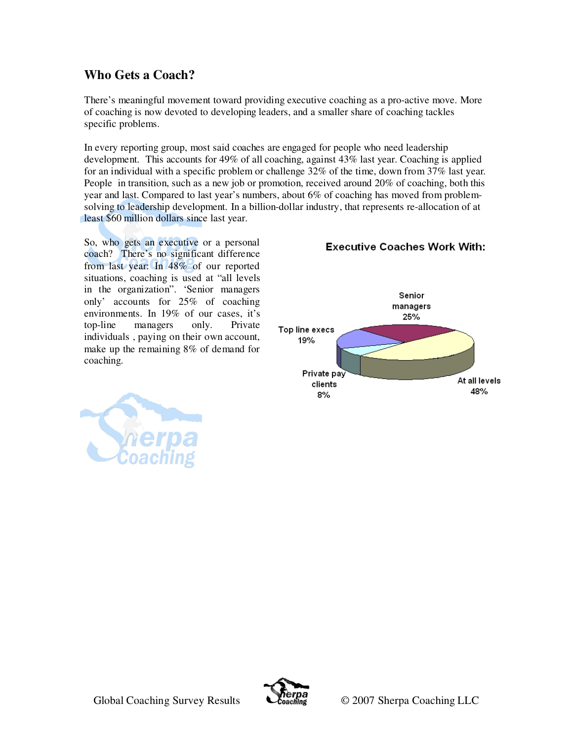## Who Gets a Coach?

There's meaningful movement toward providing executive coaching as a pro-active move. More of coaching is now devoted to developing leaders, and a smaller share of coaching tackles specific problems.

In every reporting group, most said coaches are engaged for people who need leadership development. This accounts for 49% of all coaching, against 43% last year. Coaching is applied for an individual with a specific problem or challenge 32% of the time, down from 37% last year. People in transition, such as a new job or promotion, received around 20% of coaching, both this year and last. Compared to last year's numbers, about 6% of coaching has moved from problem-solving to leadership development. In a billion-dollar industry, that represents re-allocation of at least $60 million dollars since last year.

So, who gets an executive or a personal coach? There's no significant difference from last year: In 48% of our reported situations, coaching is used at "all levels in the organization". 'Senior managers only' accounts for 25% of coaching environments. In 19% of our cases, it's top-line managers only. Private individuals , paying on their own account, make up the remaining 8% of demand for coaching.

**Executive Coaches Work With:**

| Category | Share |
|---|---|
| At all levels | 48% |
| Senior managers | 25% |
| Top line execs | 19% |
| Private pay clients | 8% |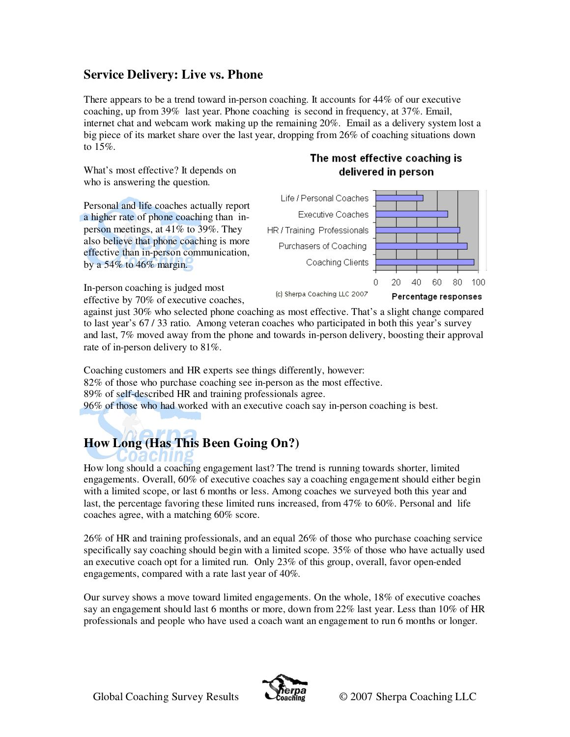## Service Delivery: Live vs. Phone

There appears to be a trend toward in-person coaching. It accounts for 44% of our executive coaching, up from 39% last year. Phone coaching is second in frequency, at 37%. Email, internet chat and webcam work making up the remaining 20%. Email as a delivery system lost a big piece of its market share over the last year, dropping from 26% of coaching situations down to 15%.

What's most effective? It depends on who is answering the question.

Personal and life coaches actually report a higher rate of phone coaching than in-person meetings, at 41% to 39%. They also believe that phone coaching is more effective than in-person communication, by a 54% to 46% margin.

**The most effective coaching is delivered in person**

(c) Sherpa Coaching LLC 2007

In-person coaching is judged most effective by 70% of executive coaches, against just 30% who selected phone coaching as most effective. That's a slight change compared to last year's 67 / 33 ratio. Among veteran coaches who participated in both this year's survey and last, 7% moved away from the phone and towards in-person delivery, boosting their approval rate of in-person delivery to 81%.

Coaching customers and HR experts see things differently, however:
82% of those who purchase coaching see in-person as the most effective.
89% of self-described HR and training professionals agree.
96% of those who had worked with an executive coach say in-person coaching is best.

## How Long (Has This Been Going On?)

How long should a coaching engagement last? The trend is running towards shorter, limited engagements. Overall, 60% of executive coaches say a coaching engagement should either begin with a limited scope, or last 6 months or less. Among coaches we surveyed both this year and last, the percentage favoring these limited runs increased, from 47% to 60%. Personal and life coaches agree, with a matching 60% score.

26% of HR and training professionals, and an equal 26% of those who purchase coaching service specifically say coaching should begin with a limited scope. 35% of those who have actually used an executive coach opt for a limited run. Only 23% of this group, overall, favor open-ended engagements, compared with a rate last year of 40%.

Our survey shows a move toward limited engagements. On the whole, 18% of executive coaches say an engagement should last 6 months or more, down from 22% last year. Less than 10% of HR professionals and people who have used a coach want an engagement to run 6 months or longer.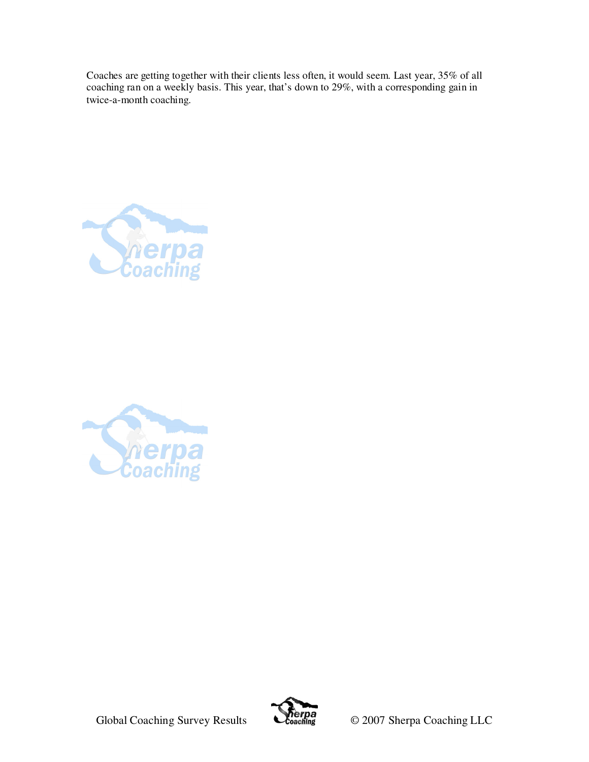Coaches are getting together with their clients less often, it would seem. Last year, 35% of all coaching ran on a weekly basis. This year, that's down to 29%, with a corresponding gain in twice-a-month coaching.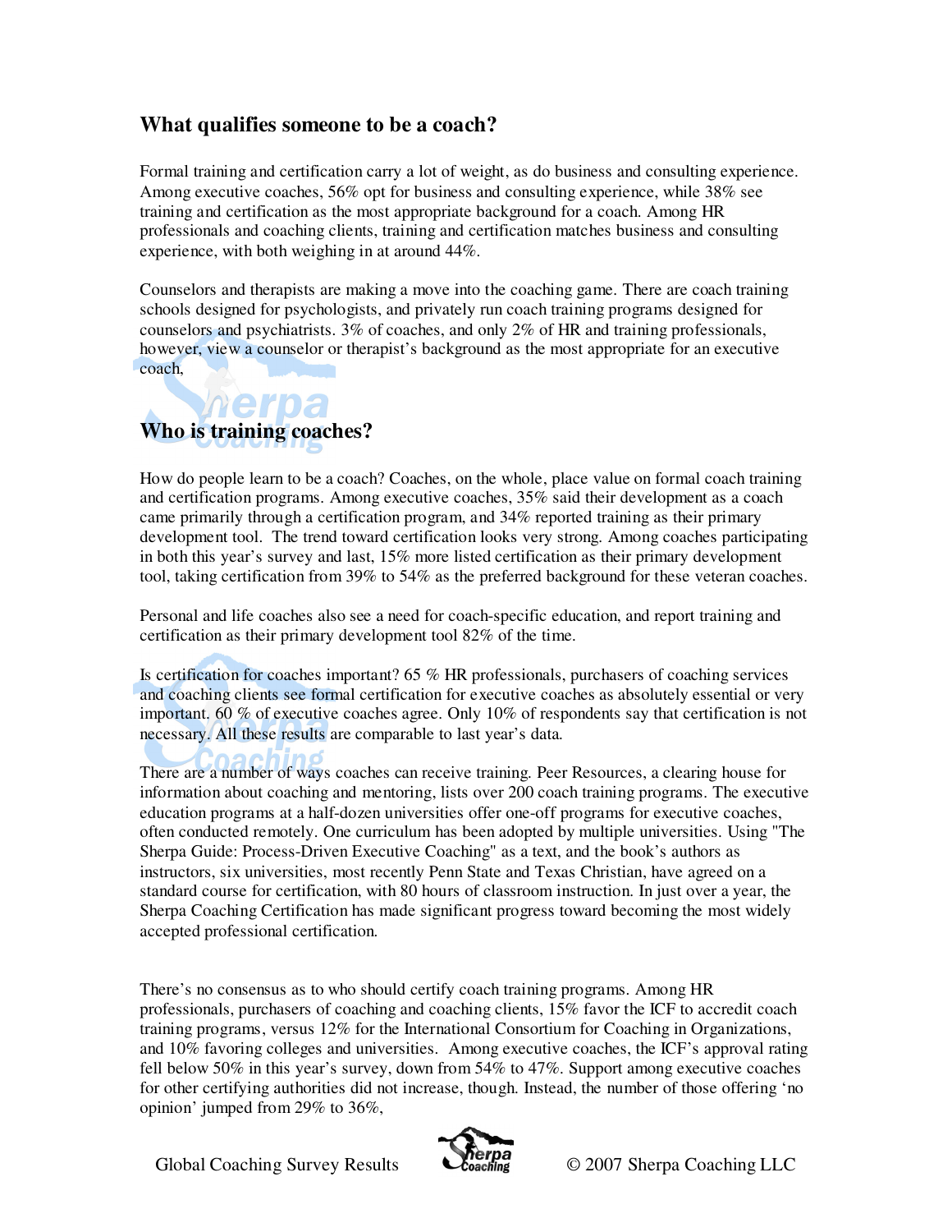## What qualifies someone to be a coach?

Formal training and certification carry a lot of weight, as do business and consulting experience. Among executive coaches, 56% opt for business and consulting experience, while 38% see training and certification as the most appropriate background for a coach. Among HR professionals and coaching clients, training and certification matches business and consulting experience, with both weighing in at around 44%.

Counselors and therapists are making a move into the coaching game. There are coach training schools designed for psychologists, and privately run coach training programs designed for counselors and psychiatrists. 3% of coaches, and only 2% of HR and training professionals, however, view a counselor or therapist's background as the most appropriate for an executive coach,

## Who is training coaches?

How do people learn to be a coach? Coaches, on the whole, place value on formal coach training and certification programs. Among executive coaches, 35% said their development as a coach came primarily through a certification program, and 34% reported training as their primary development tool. The trend toward certification looks very strong. Among coaches participating in both this year's survey and last, 15% more listed certification as their primary development tool, taking certification from 39% to 54% as the preferred background for these veteran coaches.

Personal and life coaches also see a need for coach-specific education, and report training and certification as their primary development tool 82% of the time.

Is certification for coaches important? 65 % HR professionals, purchasers of coaching services and coaching clients see formal certification for executive coaches as absolutely essential or very important. 60 % of executive coaches agree. Only 10% of respondents say that certification is not necessary. All these results are comparable to last year's data.

There are a number of ways coaches can receive training. Peer Resources, a clearing house for information about coaching and mentoring, lists over 200 coach training programs. The executive education programs at a half-dozen universities offer one-off programs for executive coaches, often conducted remotely. One curriculum has been adopted by multiple universities. Using "The Sherpa Guide: Process-Driven Executive Coaching" as a text, and the book's authors as instructors, six universities, most recently Penn State and Texas Christian, have agreed on a standard course for certification, with 80 hours of classroom instruction. In just over a year, the Sherpa Coaching Certification has made significant progress toward becoming the most widely accepted professional certification.

There's no consensus as to who should certify coach training programs. Among HR professionals, purchasers of coaching and coaching clients, 15% favor the ICF to accredit coach training programs, versus 12% for the International Consortium for Coaching in Organizations, and 10% favoring colleges and universities. Among executive coaches, the ICF's approval rating fell below 50% in this year's survey, down from 54% to 47%. Support among executive coaches for other certifying authorities did not increase, though. Instead, the number of those offering 'no opinion' jumped from 29% to 36%,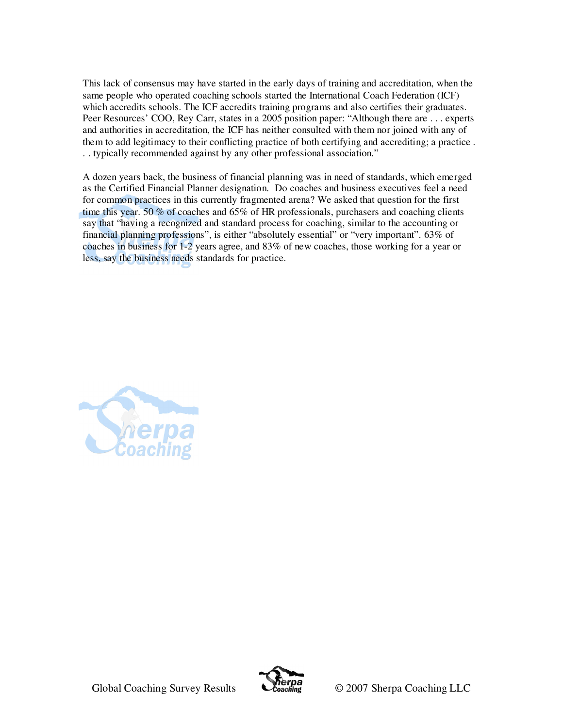This lack of consensus may have started in the early days of training and accreditation, when the same people who operated coaching schools started the International Coach Federation (ICF) which accredits schools. The ICF accredits training programs and also certifies their graduates. Peer Resources' COO, Rey Carr, states in a 2005 position paper: "Although there are . . . experts and authorities in accreditation, the ICF has neither consulted with them nor joined with any of them to add legitimacy to their conflicting practice of both certifying and accrediting; a practice . . . typically recommended against by any other professional association."

A dozen years back, the business of financial planning was in need of standards, which emerged as the Certified Financial Planner designation. Do coaches and business executives feel a need for common practices in this currently fragmented arena? We asked that question for the first time this year. 50 % of coaches and 65% of HR professionals, purchasers and coaching clients say that "having a recognized and standard process for coaching, similar to the accounting or financial planning professions", is either "absolutely essential" or "very important". 63% of coaches in business for 1-2 years agree, and 83% of new coaches, those working for a year or less, say the business needs standards for practice.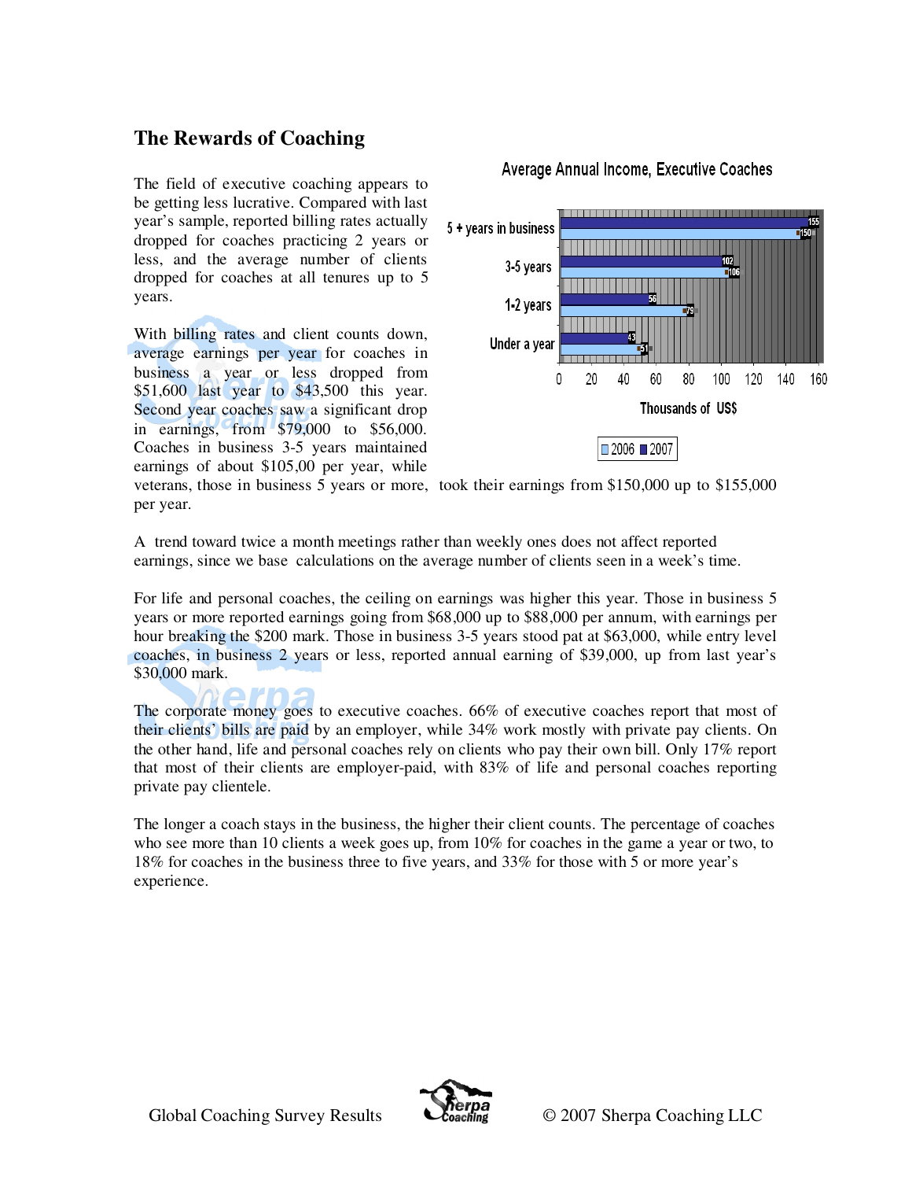## The Rewards of Coaching

The field of executive coaching appears to be getting less lucrative. Compared with last year's sample, reported billing rates actually dropped for coaches practicing 2 years or less, and the average number of clients dropped for coaches at all tenures up to 5 years.

Average Annual Income, Executive Coaches

| | 2006 | 2007 |
|---|---|---|
| 5 + years in business | 150 | 155 |
| 3-5 years | 106 | 102 |
| 1-2 years | 79 | 56 |
| Under a year | 51 | 43 |

Thousands of US$

With billing rates and client counts down, average earnings per year for coaches in business a year or less dropped from $51,600 last year to $43,500 this year. Second year coaches saw a significant drop in earnings, from $79,000 to $56,000. Coaches in business 3-5 years maintained earnings of about $105,00 per year, while veterans, those in business 5 years or more, took their earnings from $150,000 up to $155,000 per year.

A trend toward twice a month meetings rather than weekly ones does not affect reported earnings, since we base calculations on the average number of clients seen in a week's time.

For life and personal coaches, the ceiling on earnings was higher this year. Those in business 5 years or more reported earnings going from $68,000 up to $88,000 per annum, with earnings per hour breaking the $200 mark. Those in business 3-5 years stood pat at $63,000, while entry level coaches, in business 2 years or less, reported annual earning of $39,000, up from last year's $30,000 mark.

The corporate money goes to executive coaches. 66% of executive coaches report that most of their clients' bills are paid by an employer, while 34% work mostly with private pay clients. On the other hand, life and personal coaches rely on clients who pay their own bill. Only 17% report that most of their clients are employer-paid, with 83% of life and personal coaches reporting private pay clientele.

The longer a coach stays in the business, the higher their client counts. The percentage of coaches who see more than 10 clients a week goes up, from 10% for coaches in the game a year or two, to 18% for coaches in the business three to five years, and 33% for those with 5 or more year's experience.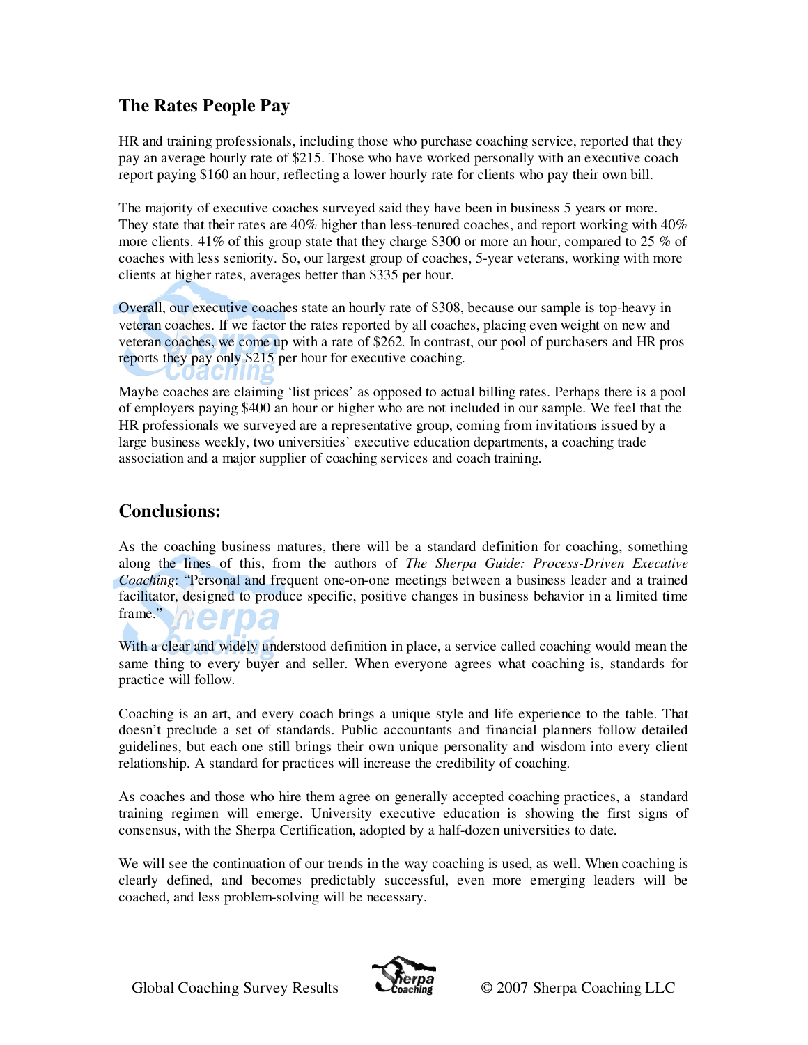## The Rates People Pay

HR and training professionals, including those who purchase coaching service, reported that they pay an average hourly rate of $215. Those who have worked personally with an executive coach report paying $160 an hour, reflecting a lower hourly rate for clients who pay their own bill.

The majority of executive coaches surveyed said they have been in business 5 years or more. They state that their rates are 40% higher than less-tenured coaches, and report working with 40% more clients. 41% of this group state that they charge $300 or more an hour, compared to 25 % of coaches with less seniority. So, our largest group of coaches, 5-year veterans, working with more clients at higher rates, averages better than $335 per hour.

Overall, our executive coaches state an hourly rate of $308, because our sample is top-heavy in veteran coaches. If we factor the rates reported by all coaches, placing even weight on new and veteran coaches, we come up with a rate of $262. In contrast, our pool of purchasers and HR pros reports they pay only $215 per hour for executive coaching.

Maybe coaches are claiming 'list prices' as opposed to actual billing rates. Perhaps there is a pool of employers paying $400 an hour or higher who are not included in our sample. We feel that the HR professionals we surveyed are a representative group, coming from invitations issued by a large business weekly, two universities' executive education departments, a coaching trade association and a major supplier of coaching services and coach training.

## Conclusions:

As the coaching business matures, there will be a standard definition for coaching, something along the lines of this, from the authors of *The Sherpa Guide: Process-Driven Executive Coaching*: "Personal and frequent one-on-one meetings between a business leader and a trained facilitator, designed to produce specific, positive changes in business behavior in a limited time frame."

With a clear and widely understood definition in place, a service called coaching would mean the same thing to every buyer and seller. When everyone agrees what coaching is, standards for practice will follow.

Coaching is an art, and every coach brings a unique style and life experience to the table. That doesn't preclude a set of standards. Public accountants and financial planners follow detailed guidelines, but each one still brings their own unique personality and wisdom into every client relationship. A standard for practices will increase the credibility of coaching.

As coaches and those who hire them agree on generally accepted coaching practices, a standard training regimen will emerge. University executive education is showing the first signs of consensus, with the Sherpa Certification, adopted by a half-dozen universities to date.

We will see the continuation of our trends in the way coaching is used, as well. When coaching is clearly defined, and becomes predictably successful, even more emerging leaders will be coached, and less problem-solving will be necessary.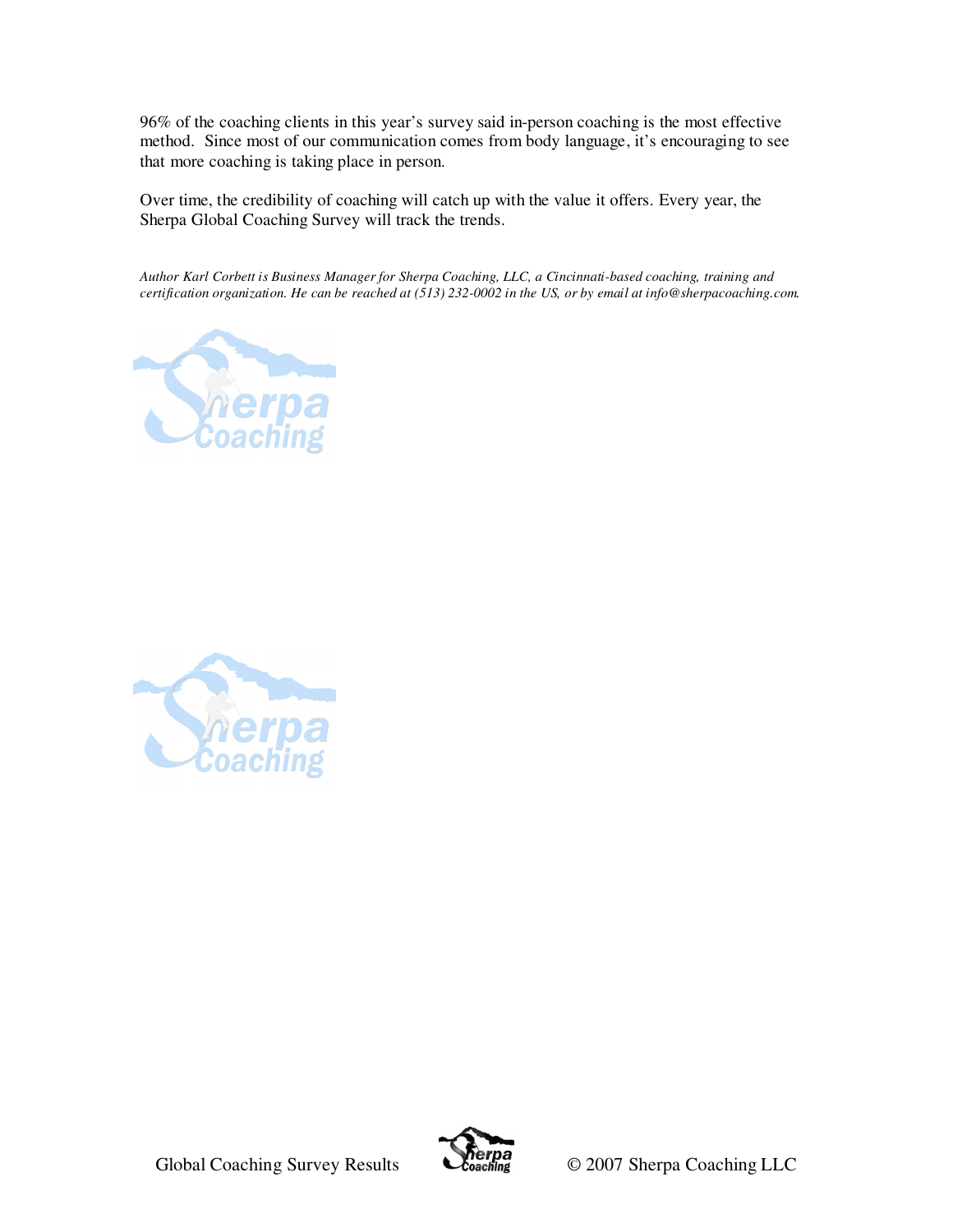96% of the coaching clients in this year's survey said in-person coaching is the most effective method. Since most of our communication comes from body language, it's encouraging to see that more coaching is taking place in person.

Over time, the credibility of coaching will catch up with the value it offers. Every year, the Sherpa Global Coaching Survey will track the trends.

*Author Karl Corbett is Business Manager for Sherpa Coaching, LLC, a Cincinnati-based coaching, training and certification organization. He can be reached at (513) 232-0002 in the US, or by email at info@sherpacoaching.com.*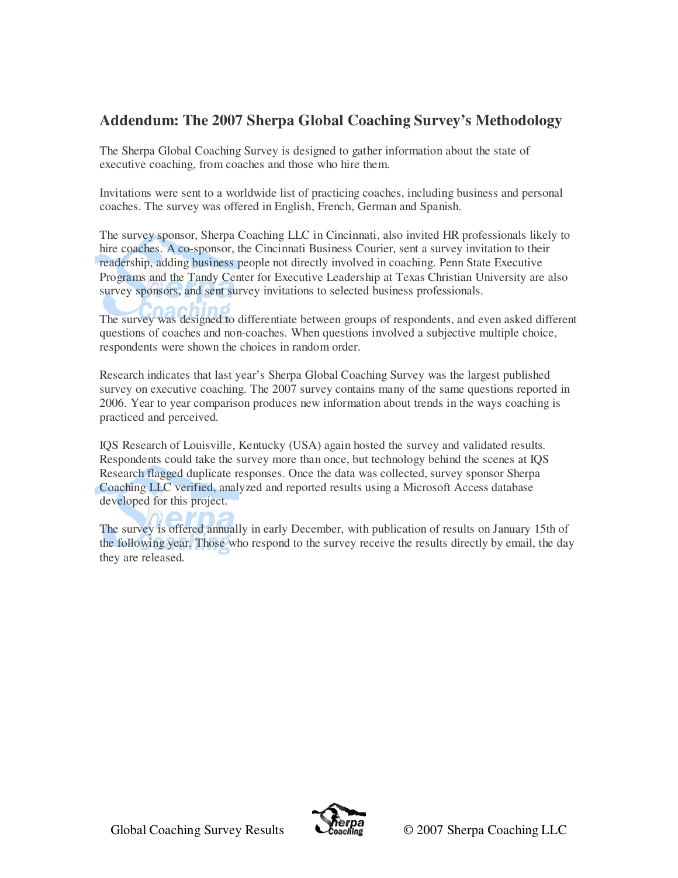## Addendum: The 2007 Sherpa Global Coaching Survey's Methodology

The Sherpa Global Coaching Survey is designed to gather information about the state of executive coaching, from coaches and those who hire them.

Invitations were sent to a worldwide list of practicing coaches, including business and personal coaches. The survey was offered in English, French, German and Spanish.

The survey sponsor, Sherpa Coaching LLC in Cincinnati, also invited HR professionals likely to hire coaches. A co-sponsor, the Cincinnati Business Courier, sent a survey invitation to their readership, adding business people not directly involved in coaching. Penn State Executive Programs and the Tandy Center for Executive Leadership at Texas Christian University are also survey sponsors, and sent survey invitations to selected business professionals.

The survey was designed to differentiate between groups of respondents, and even asked different questions of coaches and non-coaches. When questions involved a subjective multiple choice, respondents were shown the choices in random order.

Research indicates that last year's Sherpa Global Coaching Survey was the largest published survey on executive coaching. The 2007 survey contains many of the same questions reported in 2006. Year to year comparison produces new information about trends in the ways coaching is practiced and perceived.

IQS Research of Louisville, Kentucky (USA) again hosted the survey and validated results. Respondents could take the survey more than once, but technology behind the scenes at IQS Research flagged duplicate responses. Once the data was collected, survey sponsor Sherpa Coaching LLC verified, analyzed and reported results using a Microsoft Access database developed for this project.

The survey is offered annually in early December, with publication of results on January 15th of the following year. Those who respond to the survey receive the results directly by email, the day they are released.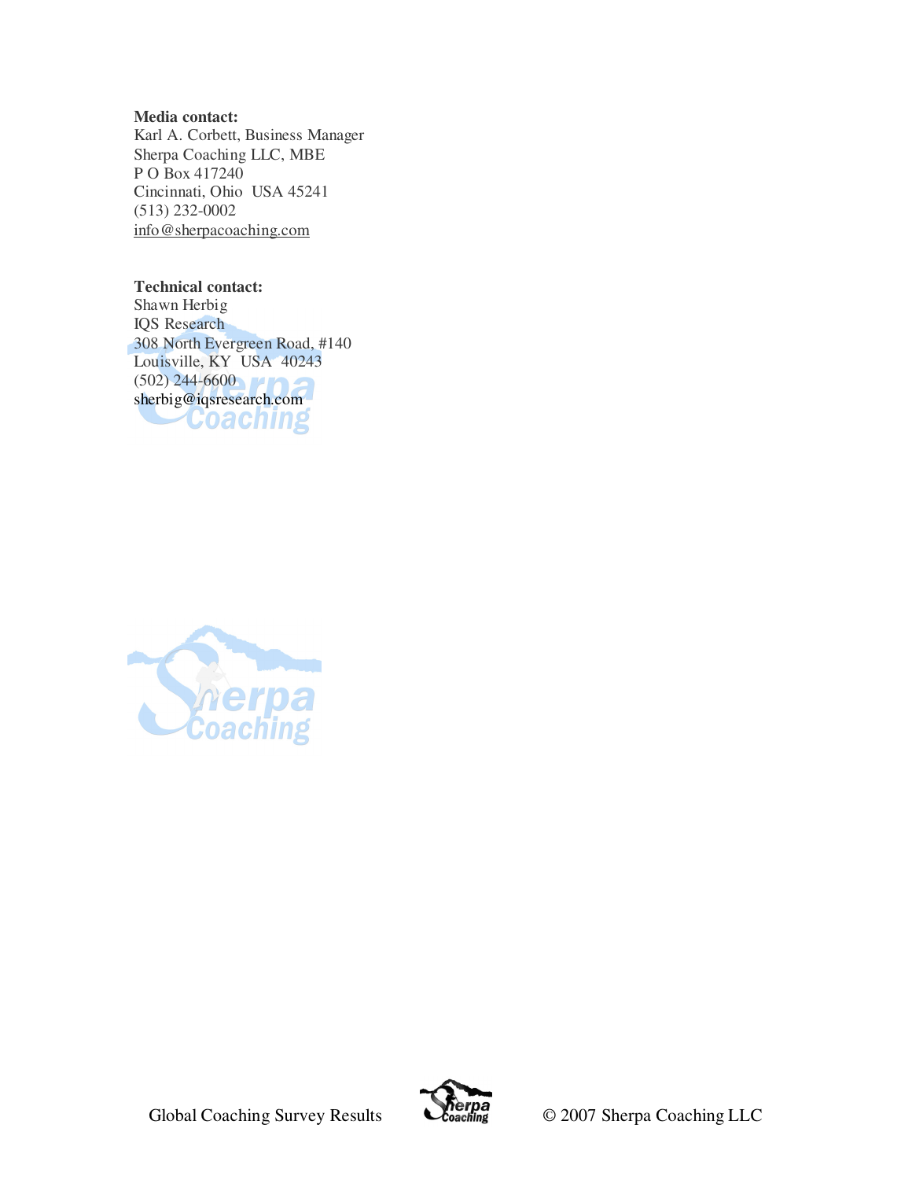**Media contact:**
Karl A. Corbett, Business Manager
Sherpa Coaching LLC, MBE
P O Box 417240
Cincinnati, Ohio USA 45241
(513) 232-0002
info@sherpacoaching.com

**Technical contact:**
Shawn Herbig
IQS Research
308 North Evergreen Road, #140
Louisville, KY USA 40243
(502) 244-6600
sherbig@iqsresearch.com